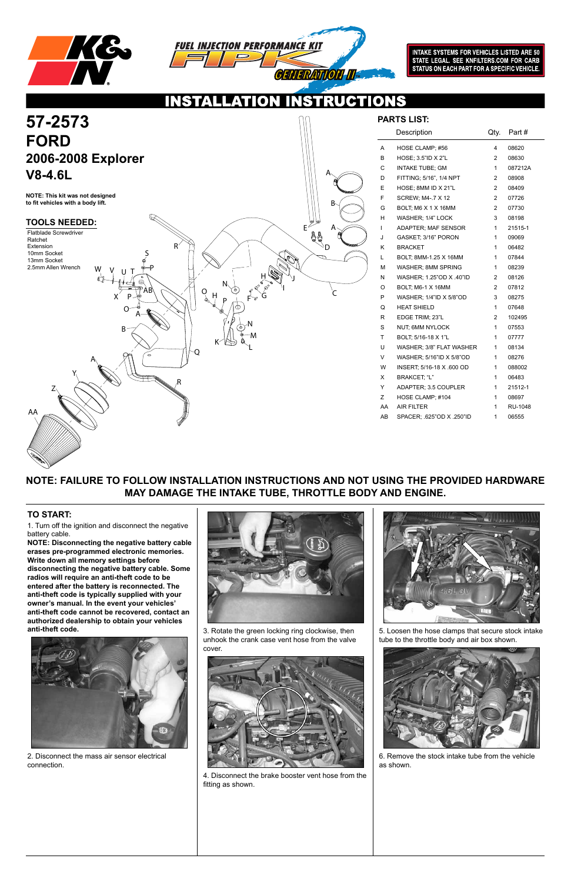INTAKE SYSTEMS FOR VEHICLES LISTED ARE 50 STATE LEGAL. SEE KNFILTERS.COM FOR CARB STATUS ON EACH PART FOR A SPECIFIC VEHICLE.

# INSTALLATION INSTRUCTIONS

# 57-2573
# FORD
## 2006-2008 Explorer
## V8-4.6L

**NOTE: This kit was not designed to fit vehicles with a body lift.**

### TOOLS NEEDED:

- Flatblade Screwdriver
- Ratchet
- Extension
- 10mm Socket
- 13mm Socket
- 2.5mm Allen Wrench

### PARTS LIST:

| | Description | Qty. | Part # |
|---|---|---|---|
| A | HOSE CLAMP; #56 | 4 | 08620 |
| B | HOSE; 3.5"ID X 2"L | 2 | 08630 |
| C | INTAKE TUBE; GM | 1 | 087212A |
| D | FITTING; 5/16", 1/4 NPT | 2 | 08908 |
| E | HOSE; 8MM ID X 21"L | 2 | 08409 |
| F | SCREW; M4-.7 X 12 | 2 | 07726 |
| G | BOLT; M6 X 1 X 16MM | 2 | 07730 |
| H | WASHER; 1/4" LOCK | 3 | 08198 |
| I | ADAPTER; MAF SENSOR | 1 | 21515-1 |
| J | GASKET; 3/16" PORON | 1 | 09069 |
| K | BRACKET | 1 | 06482 |
| L | BOLT; 8MM-1.25 X 16MM | 1 | 07844 |
| M | WASHER; 8MM SPRING | 1 | 08239 |
| N | WASHER; 1.25"OD X .40"ID | 2 | 08126 |
| O | BOLT; M6-1 X 16MM | 2 | 07812 |
| P | WASHER; 1/4"ID X 5/8"OD | 3 | 08275 |
| Q | HEAT SHIELD | 1 | 07648 |
| R | EDGE TRIM; 23"L | 2 | 102495 |
| S | NUT; 6MM NYLOCK | 1 | 07553 |
| T | BOLT; 5/16-18 X 1"L | 1 | 07777 |
| U | WASHER; 3/8" FLAT WASHER | 1 | 08134 |
| V | WASHER; 5/16"ID X 5/8"OD | 1 | 08276 |
| W | INSERT; 5/16-18 X .600 OD | 1 | 088002 |
| X | BRACKET; "L" | 1 | 06483 |
| Y | ADAPTER; 3.5 COUPLER | 1 | 21512-1 |
| Z | HOSE CLAMP; #104 | 1 | 08697 |
| AA | AIR FILTER | 1 | RU-1048 |
| AB | SPACER; .625"OD X .250"ID | 1 | 06555 |

**NOTE: FAILURE TO FOLLOW INSTALLATION INSTRUCTIONS AND NOT USING THE PROVIDED HARDWARE MAY DAMAGE THE INTAKE TUBE, THROTTLE BODY AND ENGINE.**

### TO START:

1. Turn off the ignition and disconnect the negative battery cable.

**NOTE: Disconnecting the negative battery cable erases pre-programmed electronic memories. Write down all memory settings before disconnecting the negative battery cable. Some radios will require an anti-theft code to be entered after the battery is reconnected. The anti-theft code is typically supplied with your owner's manual. In the event your vehicles' anti-theft code cannot be recovered, contact an authorized dealership to obtain your vehicles anti-theft code.**

2. Disconnect the mass air sensor electrical connection.

3. Rotate the green locking ring clockwise, then unhook the crank case vent hose from the valve cover.

4. Disconnect the brake booster vent hose from the fitting as shown.

5. Loosen the hose clamps that secure stock intake tube to the throttle body and air box shown.

6. Remove the stock intake tube from the vehicle as shown.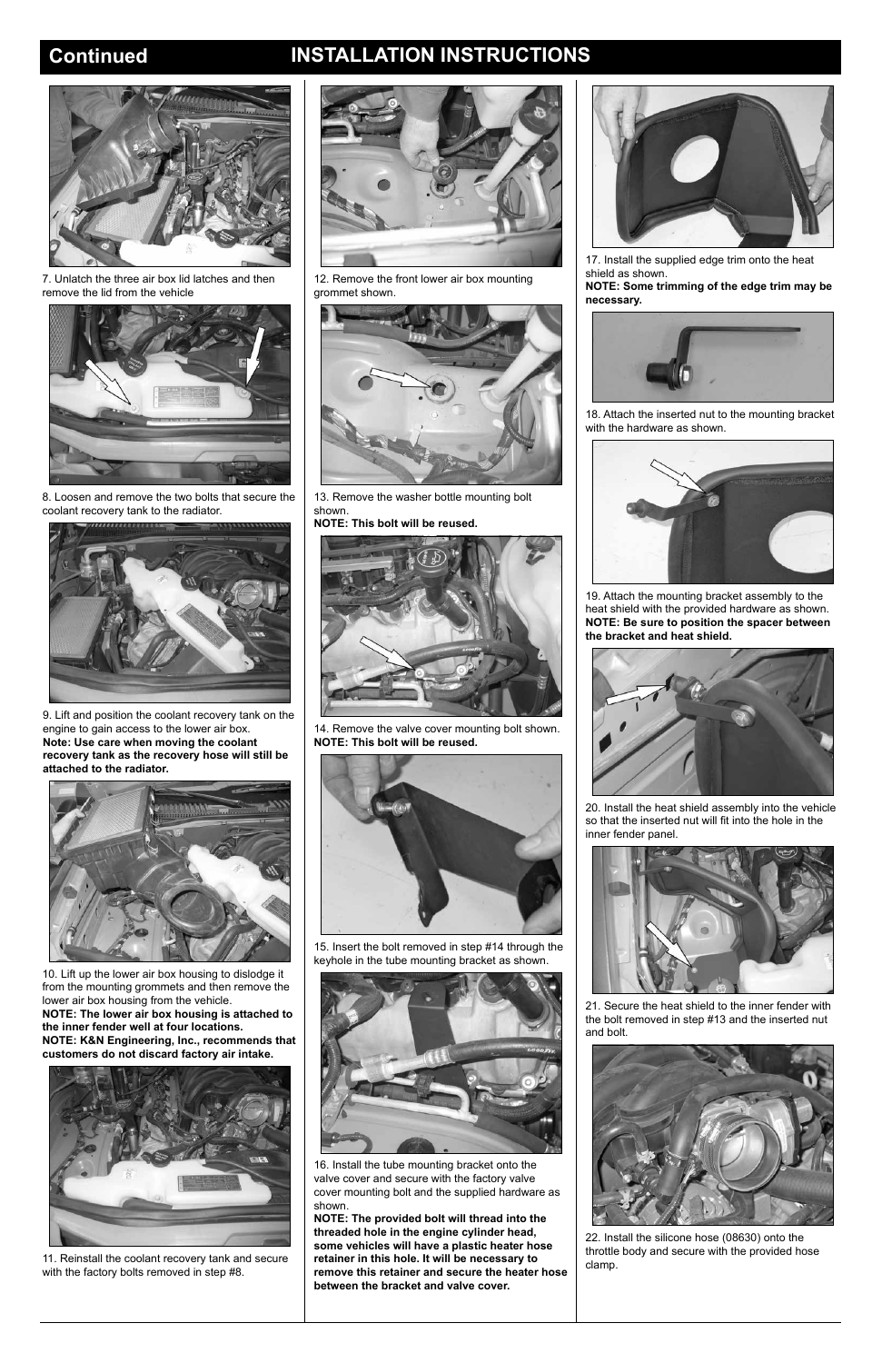## Continued INSTALLATION INSTRUCTIONS

7. Unlatch the three air box lid latches and then remove the lid from the vehicle

8. Loosen and remove the two bolts that secure the coolant recovery tank to the radiator.

9. Lift and position the coolant recovery tank on the engine to gain access to the lower air box.
**Note: Use care when moving the coolant recovery tank as the recovery hose will still be attached to the radiator.**

10. Lift up the lower air box housing to dislodge it from the mounting grommets and then remove the lower air box housing from the vehicle.
**NOTE: The lower air box housing is attached to the inner fender well at four locations.**
**NOTE: K&N Engineering, Inc., recommends that customers do not discard factory air intake.**

11. Reinstall the coolant recovery tank and secure with the factory bolts removed in step #8.

12. Remove the front lower air box mounting grommet shown.

13. Remove the washer bottle mounting bolt shown.
**NOTE: This bolt will be reused.**

14. Remove the valve cover mounting bolt shown.
**NOTE: This bolt will be reused.**

15. Insert the bolt removed in step #14 through the keyhole in the tube mounting bracket as shown.

16. Install the tube mounting bracket onto the valve cover and secure with the factory valve cover mounting bolt and the supplied hardware as shown.
**NOTE: The provided bolt will thread into the threaded hole in the engine cylinder head, some vehicles will have a plastic heater hose retainer in this hole. It will be necessary to remove this retainer and secure the heater hose between the bracket and valve cover.**

17. Install the supplied edge trim onto the heat shield as shown.
**NOTE: Some trimming of the edge trim may be necessary.**

18. Attach the inserted nut to the mounting bracket with the hardware as shown.

19. Attach the mounting bracket assembly to the heat shield with the provided hardware as shown.
**NOTE: Be sure to position the spacer between the bracket and heat shield.**

20. Install the heat shield assembly into the vehicle so that the inserted nut will fit into the hole in the inner fender panel.

21. Secure the heat shield to the inner fender with the bolt removed in step #13 and the inserted nut and bolt.

22. Install the silicone hose (08630) onto the throttle body and secure with the provided hose clamp.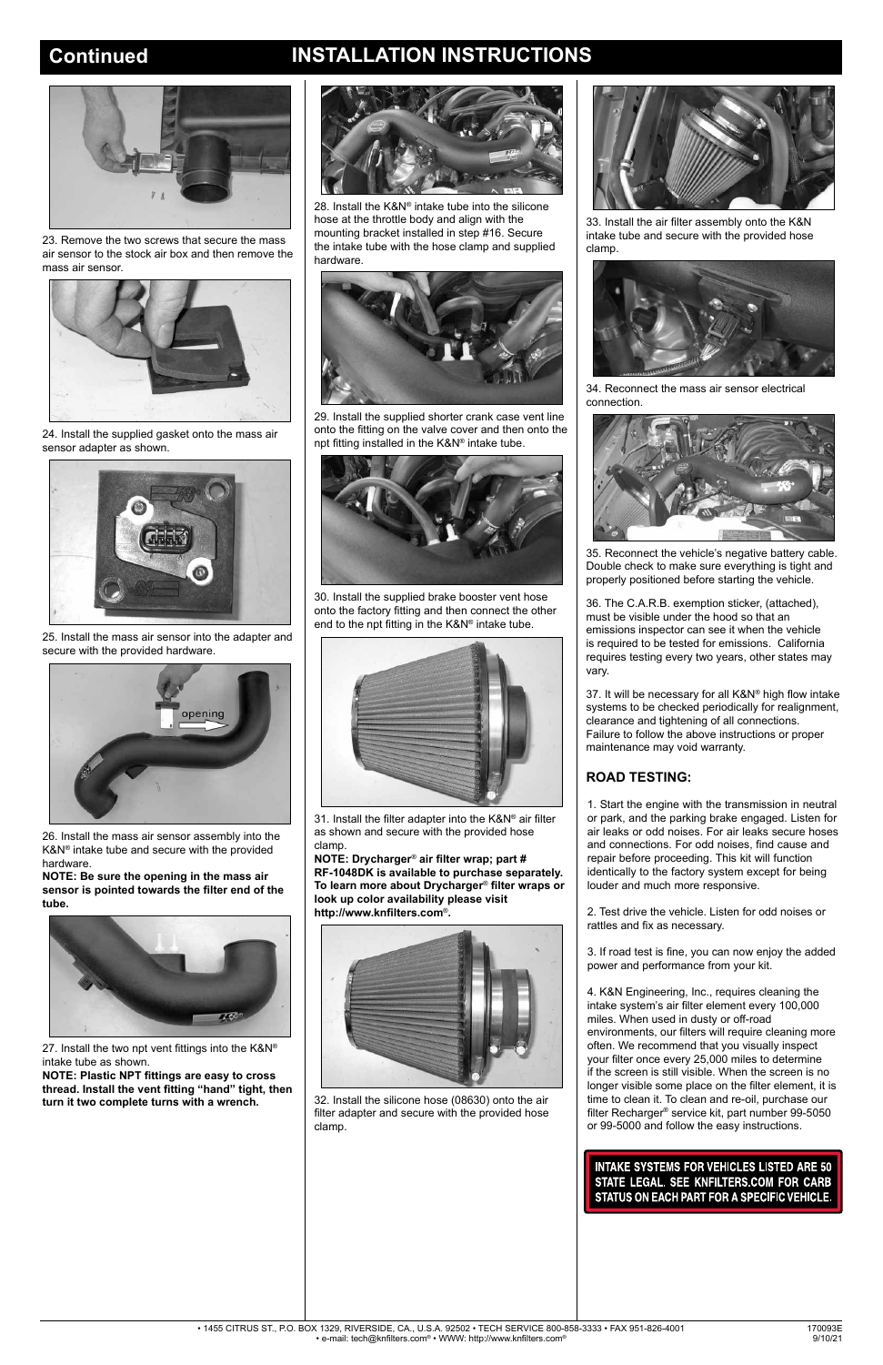# Continued

# INSTALLATION INSTRUCTIONS

23. Remove the two screws that secure the mass air sensor to the stock air box and then remove the mass air sensor.

24. Install the supplied gasket onto the mass air sensor adapter as shown.

25. Install the mass air sensor into the adapter and secure with the provided hardware.

opening

26. Install the mass air sensor assembly into the K&N® intake tube and secure with the provided hardware.

**NOTE: Be sure the opening in the mass air sensor is pointed towards the filter end of the tube.**

27. Install the two npt vent fittings into the K&N® intake tube as shown.

**NOTE: Plastic NPT fittings are easy to cross thread. Install the vent fitting "hand" tight, then turn it two complete turns with a wrench.**

28. Install the K&N® intake tube into the silicone hose at the throttle body and align with the mounting bracket installed in step #16. Secure the intake tube with the hose clamp and supplied hardware.

29. Install the supplied shorter crank case vent line onto the fitting on the valve cover and then onto the npt fitting installed in the K&N® intake tube.

30. Install the supplied brake booster vent hose onto the factory fitting and then connect the other end to the npt fitting in the K&N® intake tube.

31. Install the filter adapter into the K&N® air filter as shown and secure with the provided hose clamp.

**NOTE: Drycharger® air filter wrap; part # RF-1048DK is available to purchase separately. To learn more about Drycharger® filter wraps or look up color availability please visit http://www.knfilters.com®.**

32. Install the silicone hose (08630) onto the air filter adapter and secure with the provided hose clamp.

33. Install the air filter assembly onto the K&N intake tube and secure with the provided hose clamp.

34. Reconnect the mass air sensor electrical connection.

35. Reconnect the vehicle's negative battery cable. Double check to make sure everything is tight and properly positioned before starting the vehicle.

36. The C.A.R.B. exemption sticker, (attached), must be visible under the hood so that an emissions inspector can see it when the vehicle is required to be tested for emissions. California requires testing every two years, other states may vary.

37. It will be necessary for all K&N® high flow intake systems to be checked periodically for realignment, clearance and tightening of all connections. Failure to follow the above instructions or proper maintenance may void warranty.

### ROAD TESTING:

1. Start the engine with the transmission in neutral or park, and the parking brake engaged. Listen for air leaks or odd noises. For air leaks secure hoses and connections. For odd noises, find cause and repair before proceeding. This kit will function identically to the factory system except for being louder and much more responsive.

2. Test drive the vehicle. Listen for odd noises or rattles and fix as necessary.

3. If road test is fine, you can now enjoy the added power and performance from your kit.

4. K&N Engineering, Inc., requires cleaning the intake system's air filter element every 100,000 miles. When used in dusty or off-road environments, our filters will require cleaning more often. We recommend that you visually inspect your filter once every 25,000 miles to determine if the screen is still visible. When the screen is no longer visible some place on the filter element, it is time to clean it. To clean and re-oil, purchase our filter Recharger® service kit, part number 99-5050 or 99-5000 and follow the easy instructions.

**INTAKE SYSTEMS FOR VEHICLES LISTED ARE 50 STATE LEGAL. SEE KNFILTERS.COM FOR CARB STATUS ON EACH PART FOR A SPECIFIC VEHICLE.**

• 1455 CITRUS ST., P.O. BOX 1329, RIVERSIDE, CA., U.S.A. 92502 • TECH SERVICE 800-858-3333 • FAX 951-826-4001
• e-mail: tech@knfilters.com® • WWW: http://www.knfilters.com®

170093E
9/10/21